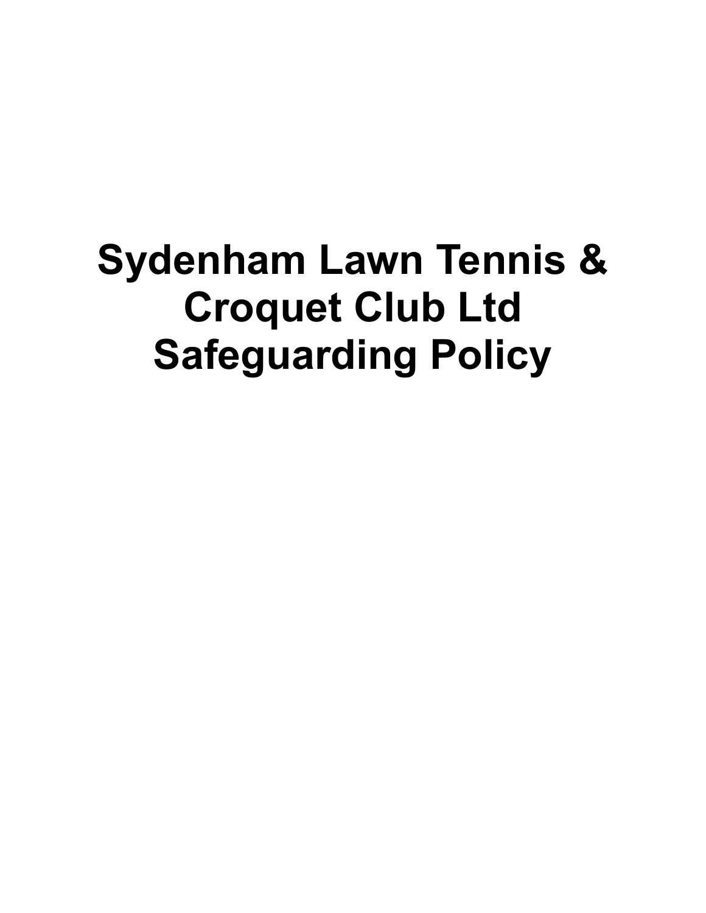# Sydenham Lawn Tennis & Croquet Club Ltd Safeguarding Policy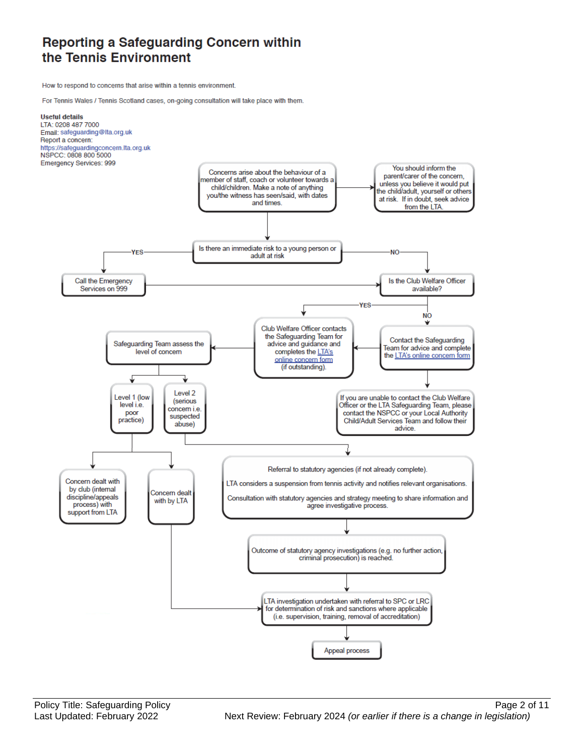# Reporting a Safeguarding Concern within the Tennis Environment

How to respond to concerns that arise within a tennis environment.

For Tennis Wales / Tennis Scotland cases, on-going consultation will take place with them.

**Useful details**
LTA: 0208 487 7000
Email: safeguarding@lta.org.uk
Report a concern:
https://safeguardingconcern.lta.org.uk
NSPCC: 0808 800 5000
Emergency Services: 999

Concerns arise about the behaviour of a member of staff, coach or volunteer towards a child/children. Make a note of anything you/the witness has seen/said, with dates and times.

→ You should inform the parent/carer of the concern, unless you believe it would put the child/adult, yourself or others at risk. If in doubt, seek advice from the LTA.

Is there an immediate risk to a young person or adult at risk

- YES → Call the Emergency Services on 999 → Is the Club Welfare Officer available?
- NO → Is the Club Welfare Officer available?

Is the Club Welfare Officer available?

- YES → Club Welfare Officer contacts the Safeguarding Team for advice and guidance and completes the LTA's online concern form (if outstanding).
- NO → Contact the Safeguarding Team for advice and complete the LTA's online concern form → Club Welfare Officer contacts the Safeguarding Team...
  - If you are unable to contact the Club Welfare Officer or the LTA Safeguarding Team, please contact the NSPCC or your Local Authority Child/Adult Services Team and follow their advice.

Safeguarding Team assess the level of concern

- Level 1 (low level i.e. poor practice)
  - Concern dealt with by club (internal discipline/appeals process) with support from LTA
  - Concern dealt with by LTA → LTA investigation undertaken with referral to SPC or LRC for determination of risk and sanctions where applicable (i.e. supervision, training, removal of accreditation)
- Level 2 (serious concern i.e. suspected abuse)
  - Referral to statutory agencies (if not already complete).
    LTA considers a suspension from tennis activity and notifies relevant organisations.
    Consultation with statutory agencies and strategy meeting to share information and agree investigative process.
  - → Outcome of statutory agency investigations (e.g. no further action, criminal prosecution) is reached.
  - → LTA investigation undertaken with referral to SPC or LRC for determination of risk and sanctions where applicable (i.e. supervision, training, removal of accreditation)
  - → Appeal process

Policy Title: Safeguarding Policy
Last Updated: February 2022
Next Review: February 2024 *(or earlier if there is a change in legislation)*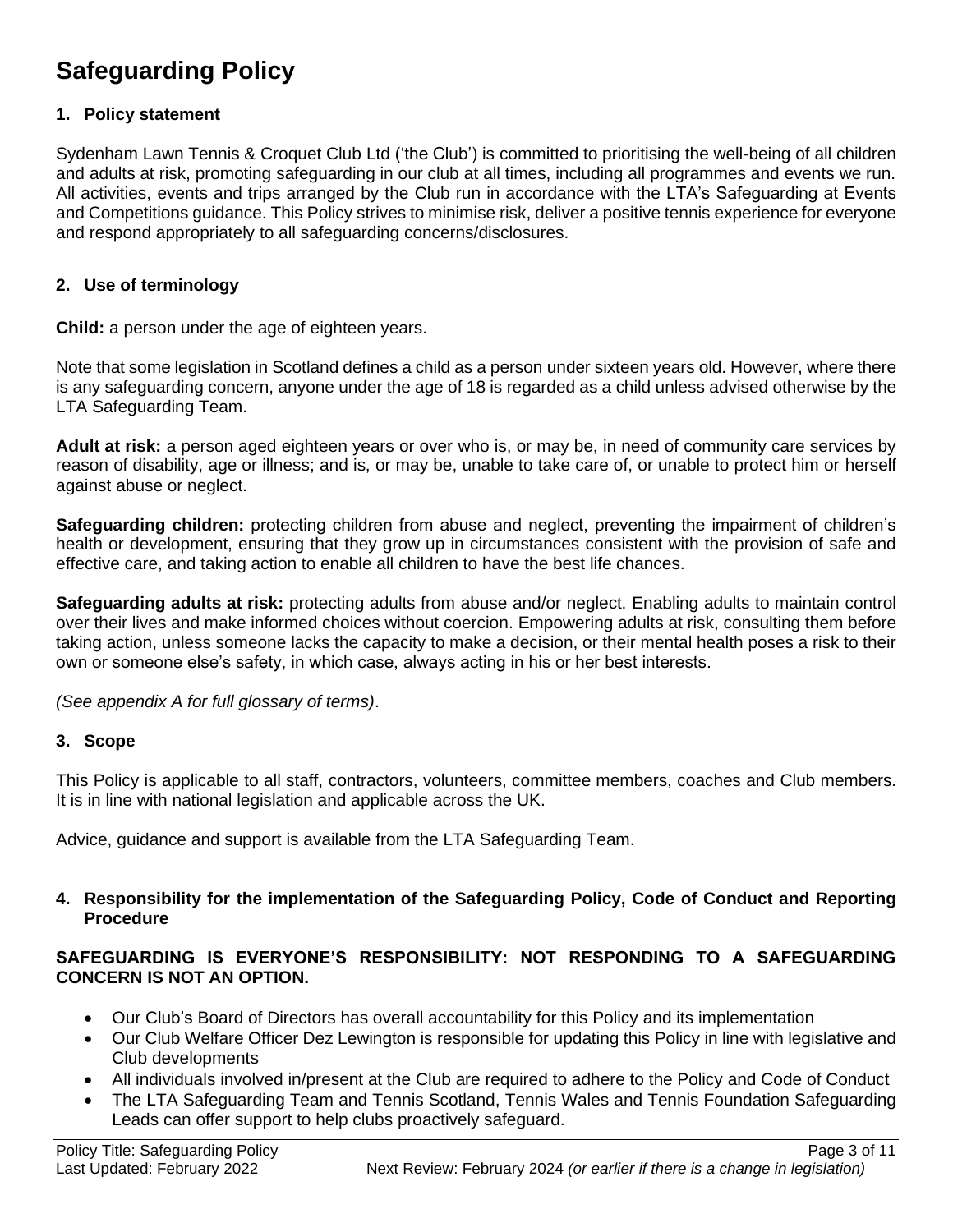# Safeguarding Policy

## 1. Policy statement

Sydenham Lawn Tennis & Croquet Club Ltd ('the Club') is committed to prioritising the well-being of all children and adults at risk, promoting safeguarding in our club at all times, including all programmes and events we run. All activities, events and trips arranged by the Club run in accordance with the LTA's Safeguarding at Events and Competitions guidance. This Policy strives to minimise risk, deliver a positive tennis experience for everyone and respond appropriately to all safeguarding concerns/disclosures.

## 2. Use of terminology

**Child:** a person under the age of eighteen years.

Note that some legislation in Scotland defines a child as a person under sixteen years old. However, where there is any safeguarding concern, anyone under the age of 18 is regarded as a child unless advised otherwise by the LTA Safeguarding Team.

**Adult at risk:** a person aged eighteen years or over who is, or may be, in need of community care services by reason of disability, age or illness; and is, or may be, unable to take care of, or unable to protect him or herself against abuse or neglect.

**Safeguarding children:** protecting children from abuse and neglect, preventing the impairment of children's health or development, ensuring that they grow up in circumstances consistent with the provision of safe and effective care, and taking action to enable all children to have the best life chances.

**Safeguarding adults at risk:** protecting adults from abuse and/or neglect. Enabling adults to maintain control over their lives and make informed choices without coercion. Empowering adults at risk, consulting them before taking action, unless someone lacks the capacity to make a decision, or their mental health poses a risk to their own or someone else's safety, in which case, always acting in his or her best interests.

*(See appendix A for full glossary of terms)*.

## 3. Scope

This Policy is applicable to all staff, contractors, volunteers, committee members, coaches and Club members. It is in line with national legislation and applicable across the UK.

Advice, guidance and support is available from the LTA Safeguarding Team.

## 4. Responsibility for the implementation of the Safeguarding Policy, Code of Conduct and Reporting Procedure

**SAFEGUARDING IS EVERYONE'S RESPONSIBILITY: NOT RESPONDING TO A SAFEGUARDING CONCERN IS NOT AN OPTION.**

- Our Club's Board of Directors has overall accountability for this Policy and its implementation
- Our Club Welfare Officer Dez Lewington is responsible for updating this Policy in line with legislative and Club developments
- All individuals involved in/present at the Club are required to adhere to the Policy and Code of Conduct
- The LTA Safeguarding Team and Tennis Scotland, Tennis Wales and Tennis Foundation Safeguarding Leads can offer support to help clubs proactively safeguard.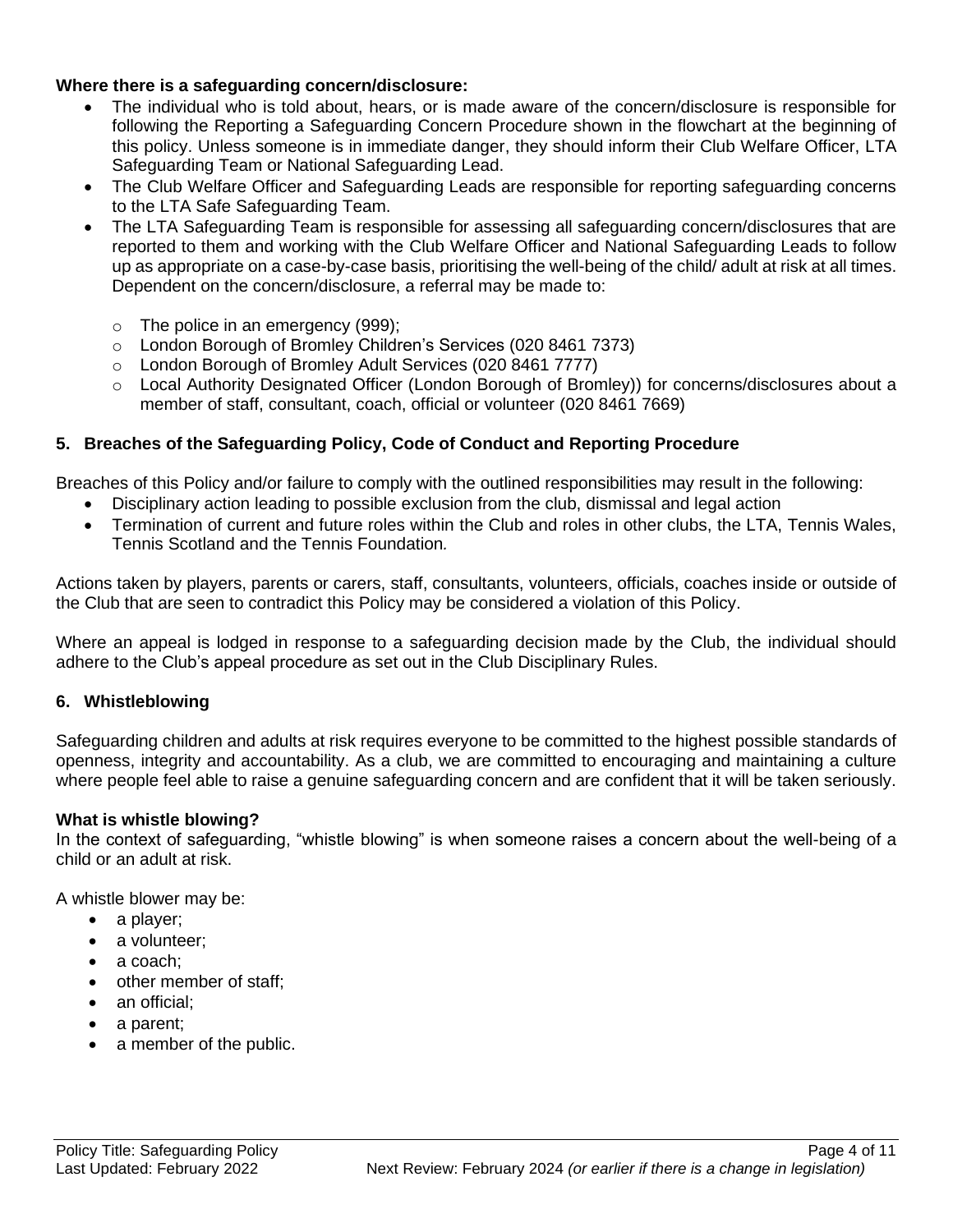**Where there is a safeguarding concern/disclosure:**

- The individual who is told about, hears, or is made aware of the concern/disclosure is responsible for following the Reporting a Safeguarding Concern Procedure shown in the flowchart at the beginning of this policy. Unless someone is in immediate danger, they should inform their Club Welfare Officer, LTA Safeguarding Team or National Safeguarding Lead.
- The Club Welfare Officer and Safeguarding Leads are responsible for reporting safeguarding concerns to the LTA Safe Safeguarding Team.
- The LTA Safeguarding Team is responsible for assessing all safeguarding concern/disclosures that are reported to them and working with the Club Welfare Officer and National Safeguarding Leads to follow up as appropriate on a case-by-case basis, prioritising the well-being of the child/ adult at risk at all times. Dependent on the concern/disclosure, a referral may be made to:
  - The police in an emergency (999);
  - London Borough of Bromley Children's Services (020 8461 7373)
  - London Borough of Bromley Adult Services (020 8461 7777)
  - Local Authority Designated Officer (London Borough of Bromley)) for concerns/disclosures about a member of staff, consultant, coach, official or volunteer (020 8461 7669)

## 5. Breaches of the Safeguarding Policy, Code of Conduct and Reporting Procedure

Breaches of this Policy and/or failure to comply with the outlined responsibilities may result in the following:

- Disciplinary action leading to possible exclusion from the club, dismissal and legal action
- Termination of current and future roles within the Club and roles in other clubs, the LTA, Tennis Wales, Tennis Scotland and the Tennis Foundation*.*

Actions taken by players, parents or carers, staff, consultants, volunteers, officials, coaches inside or outside of the Club that are seen to contradict this Policy may be considered a violation of this Policy.

Where an appeal is lodged in response to a safeguarding decision made by the Club, the individual should adhere to the Club's appeal procedure as set out in the Club Disciplinary Rules.

## 6. Whistleblowing

Safeguarding children and adults at risk requires everyone to be committed to the highest possible standards of openness, integrity and accountability. As a club, we are committed to encouraging and maintaining a culture where people feel able to raise a genuine safeguarding concern and are confident that it will be taken seriously.

**What is whistle blowing?**

In the context of safeguarding, "whistle blowing" is when someone raises a concern about the well-being of a child or an adult at risk.

A whistle blower may be:

- a player;
- a volunteer;
- a coach;
- other member of staff;
- an official;
- a parent;
- a member of the public.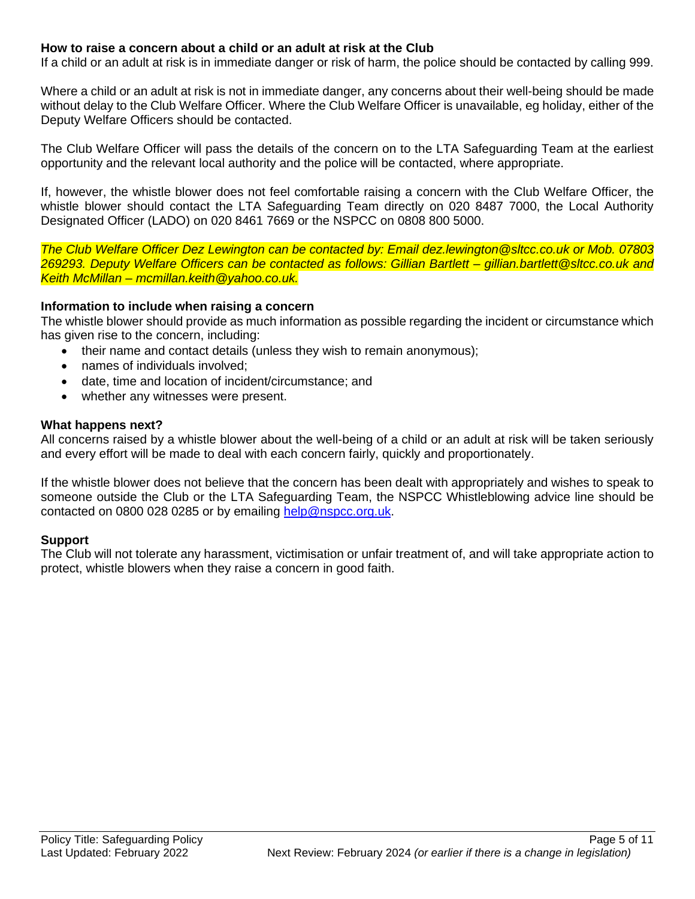**How to raise a concern about a child or an adult at risk at the Club**
If a child or an adult at risk is in immediate danger or risk of harm, the police should be contacted by calling 999.

Where a child or an adult at risk is not in immediate danger, any concerns about their well-being should be made without delay to the Club Welfare Officer. Where the Club Welfare Officer is unavailable, eg holiday, either of the Deputy Welfare Officers should be contacted.

The Club Welfare Officer will pass the details of the concern on to the LTA Safeguarding Team at the earliest opportunity and the relevant local authority and the police will be contacted, where appropriate.

If, however, the whistle blower does not feel comfortable raising a concern with the Club Welfare Officer, the whistle blower should contact the LTA Safeguarding Team directly on 020 8487 7000, the Local Authority Designated Officer (LADO) on 020 8461 7669 or the NSPCC on 0808 800 5000.

*The Club Welfare Officer Dez Lewington can be contacted by: Email dez.lewington@sltcc.co.uk or Mob. 07803 269293. Deputy Welfare Officers can be contacted as follows: Gillian Bartlett – gillian.bartlett@sltcc.co.uk and Keith McMillan – mcmillan.keith@yahoo.co.uk.*

**Information to include when raising a concern**
The whistle blower should provide as much information as possible regarding the incident or circumstance which has given rise to the concern, including:

- their name and contact details (unless they wish to remain anonymous);
- names of individuals involved;
- date, time and location of incident/circumstance; and
- whether any witnesses were present.

**What happens next?**
All concerns raised by a whistle blower about the well-being of a child or an adult at risk will be taken seriously and every effort will be made to deal with each concern fairly, quickly and proportionately.

If the whistle blower does not believe that the concern has been dealt with appropriately and wishes to speak to someone outside the Club or the LTA Safeguarding Team, the NSPCC Whistleblowing advice line should be contacted on 0800 028 0285 or by emailing help@nspcc.org.uk.

**Support**
The Club will not tolerate any harassment, victimisation or unfair treatment of, and will take appropriate action to protect, whistle blowers when they raise a concern in good faith.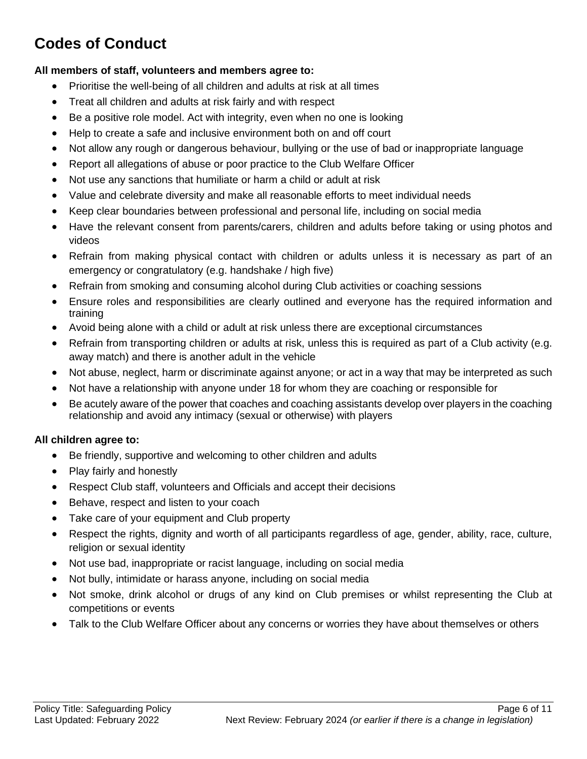# Codes of Conduct

**All members of staff, volunteers and members agree to:**

- Prioritise the well-being of all children and adults at risk at all times
- Treat all children and adults at risk fairly and with respect
- Be a positive role model. Act with integrity, even when no one is looking
- Help to create a safe and inclusive environment both on and off court
- Not allow any rough or dangerous behaviour, bullying or the use of bad or inappropriate language
- Report all allegations of abuse or poor practice to the Club Welfare Officer
- Not use any sanctions that humiliate or harm a child or adult at risk
- Value and celebrate diversity and make all reasonable efforts to meet individual needs
- Keep clear boundaries between professional and personal life, including on social media
- Have the relevant consent from parents/carers, children and adults before taking or using photos and videos
- Refrain from making physical contact with children or adults unless it is necessary as part of an emergency or congratulatory (e.g. handshake / high five)
- Refrain from smoking and consuming alcohol during Club activities or coaching sessions
- Ensure roles and responsibilities are clearly outlined and everyone has the required information and training
- Avoid being alone with a child or adult at risk unless there are exceptional circumstances
- Refrain from transporting children or adults at risk, unless this is required as part of a Club activity (e.g. away match) and there is another adult in the vehicle
- Not abuse, neglect, harm or discriminate against anyone; or act in a way that may be interpreted as such
- Not have a relationship with anyone under 18 for whom they are coaching or responsible for
- Be acutely aware of the power that coaches and coaching assistants develop over players in the coaching relationship and avoid any intimacy (sexual or otherwise) with players

**All children agree to:**

- Be friendly, supportive and welcoming to other children and adults
- Play fairly and honestly
- Respect Club staff, volunteers and Officials and accept their decisions
- Behave, respect and listen to your coach
- Take care of your equipment and Club property
- Respect the rights, dignity and worth of all participants regardless of age, gender, ability, race, culture, religion or sexual identity
- Not use bad, inappropriate or racist language, including on social media
- Not bully, intimidate or harass anyone, including on social media
- Not smoke, drink alcohol or drugs of any kind on Club premises or whilst representing the Club at competitions or events
- Talk to the Club Welfare Officer about any concerns or worries they have about themselves or others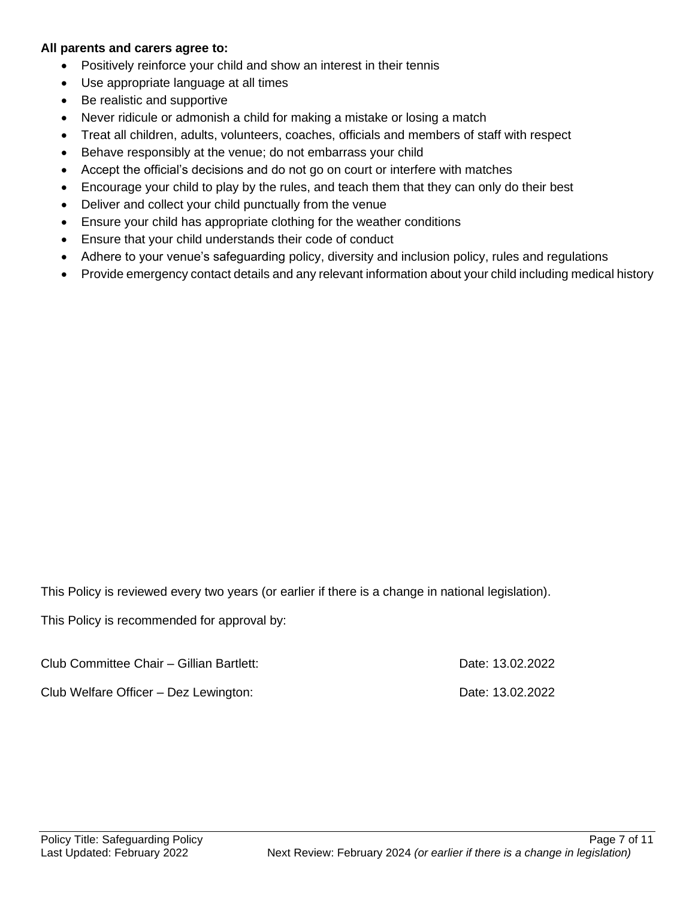**All parents and carers agree to:**

- Positively reinforce your child and show an interest in their tennis
- Use appropriate language at all times
- Be realistic and supportive
- Never ridicule or admonish a child for making a mistake or losing a match
- Treat all children, adults, volunteers, coaches, officials and members of staff with respect
- Behave responsibly at the venue; do not embarrass your child
- Accept the official's decisions and do not go on court or interfere with matches
- Encourage your child to play by the rules, and teach them that they can only do their best
- Deliver and collect your child punctually from the venue
- Ensure your child has appropriate clothing for the weather conditions
- Ensure that your child understands their code of conduct
- Adhere to your venue's safeguarding policy, diversity and inclusion policy, rules and regulations
- Provide emergency contact details and any relevant information about your child including medical history

This Policy is reviewed every two years (or earlier if there is a change in national legislation).

This Policy is recommended for approval by:

Club Committee Chair – Gillian Bartlett: Date: 13.02.2022

Club Welfare Officer – Dez Lewington: Date: 13.02.2022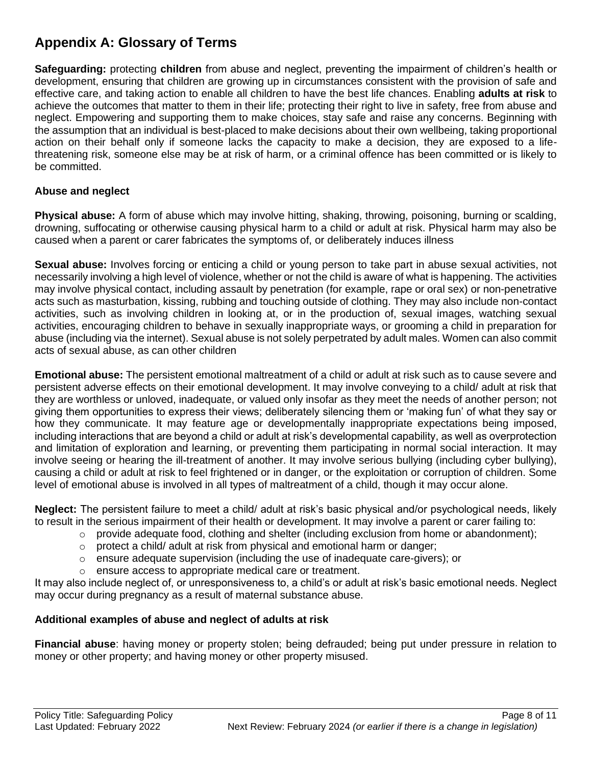# Appendix A: Glossary of Terms

**Safeguarding:** protecting **children** from abuse and neglect, preventing the impairment of children's health or development, ensuring that children are growing up in circumstances consistent with the provision of safe and effective care, and taking action to enable all children to have the best life chances. Enabling **adults at risk** to achieve the outcomes that matter to them in their life; protecting their right to live in safety, free from abuse and neglect. Empowering and supporting them to make choices, stay safe and raise any concerns. Beginning with the assumption that an individual is best-placed to make decisions about their own wellbeing, taking proportional action on their behalf only if someone lacks the capacity to make a decision, they are exposed to a life-threatening risk, someone else may be at risk of harm, or a criminal offence has been committed or is likely to be committed.

### Abuse and neglect

**Physical abuse:** A form of abuse which may involve hitting, shaking, throwing, poisoning, burning or scalding, drowning, suffocating or otherwise causing physical harm to a child or adult at risk. Physical harm may also be caused when a parent or carer fabricates the symptoms of, or deliberately induces illness

**Sexual abuse:** Involves forcing or enticing a child or young person to take part in abuse sexual activities, not necessarily involving a high level of violence, whether or not the child is aware of what is happening. The activities may involve physical contact, including assault by penetration (for example, rape or oral sex) or non-penetrative acts such as masturbation, kissing, rubbing and touching outside of clothing. They may also include non-contact activities, such as involving children in looking at, or in the production of, sexual images, watching sexual activities, encouraging children to behave in sexually inappropriate ways, or grooming a child in preparation for abuse (including via the internet). Sexual abuse is not solely perpetrated by adult males. Women can also commit acts of sexual abuse, as can other children

**Emotional abuse:** The persistent emotional maltreatment of a child or adult at risk such as to cause severe and persistent adverse effects on their emotional development. It may involve conveying to a child/ adult at risk that they are worthless or unloved, inadequate, or valued only insofar as they meet the needs of another person; not giving them opportunities to express their views; deliberately silencing them or 'making fun' of what they say or how they communicate. It may feature age or developmentally inappropriate expectations being imposed, including interactions that are beyond a child or adult at risk's developmental capability, as well as overprotection and limitation of exploration and learning, or preventing them participating in normal social interaction. It may involve seeing or hearing the ill-treatment of another. It may involve serious bullying (including cyber bullying), causing a child or adult at risk to feel frightened or in danger, or the exploitation or corruption of children. Some level of emotional abuse is involved in all types of maltreatment of a child, though it may occur alone.

**Neglect:** The persistent failure to meet a child/ adult at risk's basic physical and/or psychological needs, likely to result in the serious impairment of their health or development. It may involve a parent or carer failing to:

- provide adequate food, clothing and shelter (including exclusion from home or abandonment);
- protect a child/ adult at risk from physical and emotional harm or danger;
- ensure adequate supervision (including the use of inadequate care-givers); or
- ensure access to appropriate medical care or treatment.

It may also include neglect of, or unresponsiveness to, a child's or adult at risk's basic emotional needs. Neglect may occur during pregnancy as a result of maternal substance abuse.

### Additional examples of abuse and neglect of adults at risk

**Financial abuse**: having money or property stolen; being defrauded; being put under pressure in relation to money or other property; and having money or other property misused.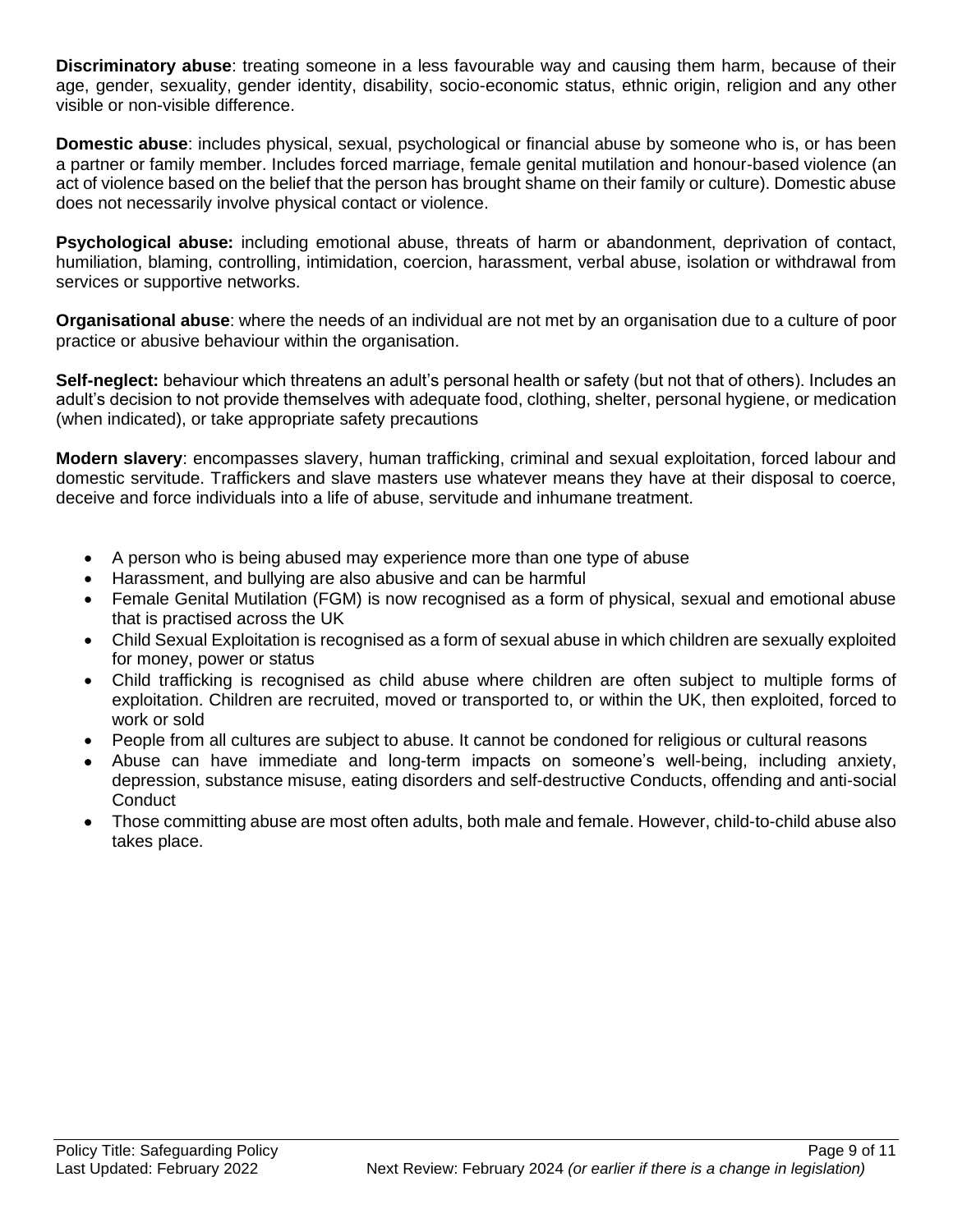**Discriminatory abuse**: treating someone in a less favourable way and causing them harm, because of their age, gender, sexuality, gender identity, disability, socio-economic status, ethnic origin, religion and any other visible or non-visible difference.

**Domestic abuse**: includes physical, sexual, psychological or financial abuse by someone who is, or has been a partner or family member. Includes forced marriage, female genital mutilation and honour-based violence (an act of violence based on the belief that the person has brought shame on their family or culture). Domestic abuse does not necessarily involve physical contact or violence.

**Psychological abuse:** including emotional abuse, threats of harm or abandonment, deprivation of contact, humiliation, blaming, controlling, intimidation, coercion, harassment, verbal abuse, isolation or withdrawal from services or supportive networks.

**Organisational abuse**: where the needs of an individual are not met by an organisation due to a culture of poor practice or abusive behaviour within the organisation.

**Self-neglect:** behaviour which threatens an adult's personal health or safety (but not that of others). Includes an adult's decision to not provide themselves with adequate food, clothing, shelter, personal hygiene, or medication (when indicated), or take appropriate safety precautions

**Modern slavery**: encompasses slavery, human trafficking, criminal and sexual exploitation, forced labour and domestic servitude. Traffickers and slave masters use whatever means they have at their disposal to coerce, deceive and force individuals into a life of abuse, servitude and inhumane treatment.

- A person who is being abused may experience more than one type of abuse
- Harassment, and bullying are also abusive and can be harmful
- Female Genital Mutilation (FGM) is now recognised as a form of physical, sexual and emotional abuse that is practised across the UK
- Child Sexual Exploitation is recognised as a form of sexual abuse in which children are sexually exploited for money, power or status
- Child trafficking is recognised as child abuse where children are often subject to multiple forms of exploitation. Children are recruited, moved or transported to, or within the UK, then exploited, forced to work or sold
- People from all cultures are subject to abuse. It cannot be condoned for religious or cultural reasons
- Abuse can have immediate and long-term impacts on someone's well-being, including anxiety, depression, substance misuse, eating disorders and self-destructive Conducts, offending and anti-social Conduct
- Those committing abuse are most often adults, both male and female. However, child-to-child abuse also takes place.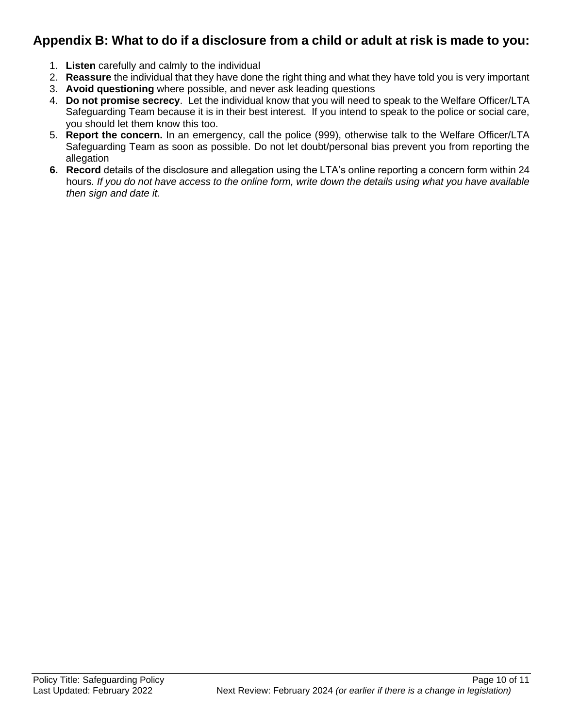## Appendix B: What to do if a disclosure from a child or adult at risk is made to you:

1. **Listen** carefully and calmly to the individual
2. **Reassure** the individual that they have done the right thing and what they have told you is very important
3. **Avoid questioning** where possible, and never ask leading questions
4. **Do not promise secrecy**. Let the individual know that you will need to speak to the Welfare Officer/LTA Safeguarding Team because it is in their best interest. If you intend to speak to the police or social care, you should let them know this too.
5. **Report the concern.** In an emergency, call the police (999), otherwise talk to the Welfare Officer/LTA Safeguarding Team as soon as possible. Do not let doubt/personal bias prevent you from reporting the allegation
6. **Record** details of the disclosure and allegation using the LTA's online reporting a concern form within 24 hours*. If you do not have access to the online form, write down the details using what you have available then sign and date it.*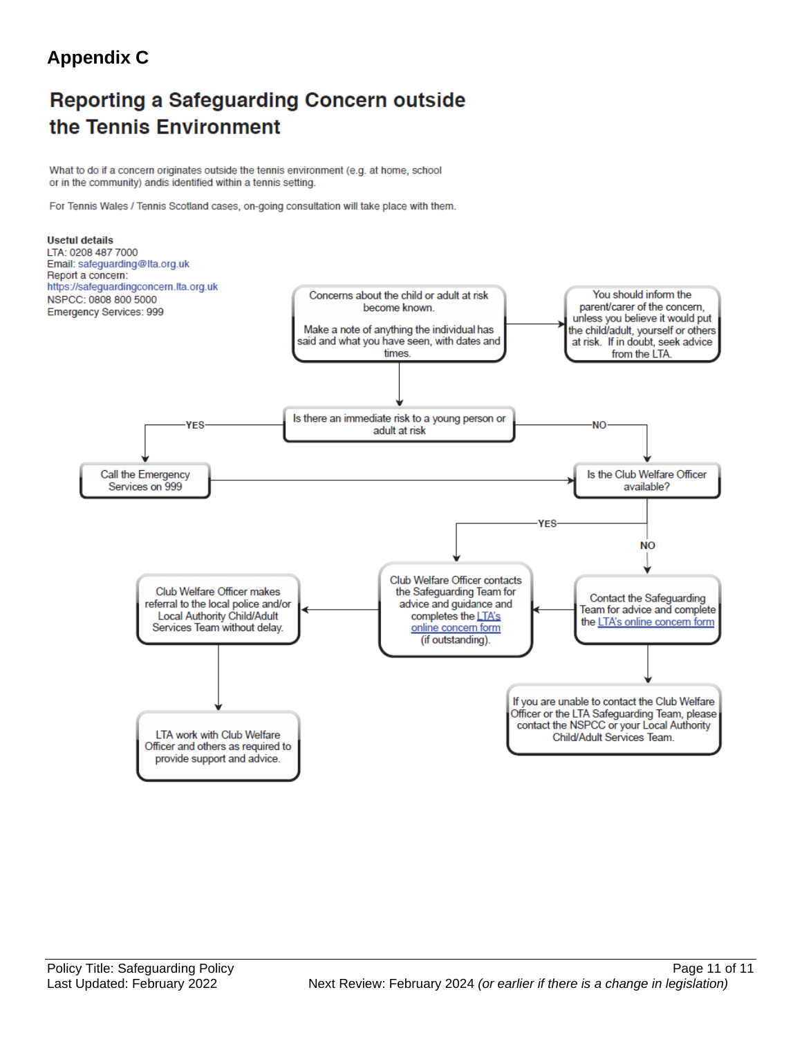## Appendix C

# Reporting a Safeguarding Concern outside the Tennis Environment

What to do if a concern originates outside the tennis environment (e.g. at home, school or in the community) andis identified within a tennis setting.

For Tennis Wales / Tennis Scotland cases, on-going consultation will take place with them.

**Useful details**
LTA: 0208 487 7000
Email: safeguarding@lta.org.uk
Report a concern:
https://safeguardingconcern.lta.org.uk
NSPCC: 0808 800 5000
Emergency Services: 999

Concerns about the child or adult at risk become known.

Make a note of anything the individual has said and what you have seen, with dates and times.

You should inform the parent/carer of the concern, unless you believe it would put the child/adult, yourself or others at risk. If in doubt, seek advice from the LTA.

Is there an immediate risk to a young person or adult at risk

YES

Call the Emergency Services on 999

NO

Is the Club Welfare Officer available?

YES

Club Welfare Officer contacts the Safeguarding Team for advice and guidance and completes the LTA's online concern form (if outstanding).

NO

Contact the Safeguarding Team for advice and complete the LTA's online concern form

Club Welfare Officer makes referral to the local police and/or Local Authority Child/Adult Services Team without delay.

LTA work with Club Welfare Officer and others as required to provide support and advice.

If you are unable to contact the Club Welfare Officer or the LTA Safeguarding Team, please contact the NSPCC or your Local Authority Child/Adult Services Team.

Policy Title: Safeguarding Policy
Last Updated: February 2022
Next Review: February 2024 *(or earlier if there is a change in legislation)*